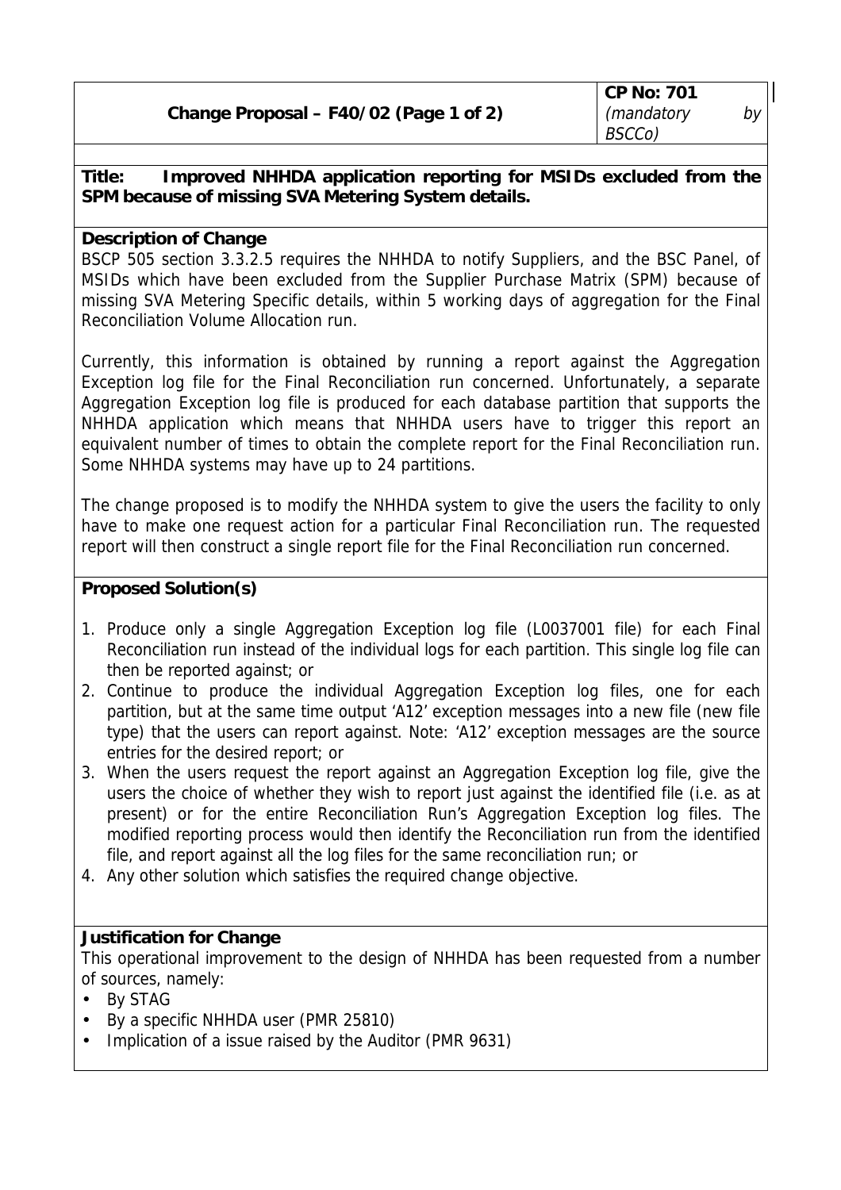| Change Proposal – F40/02 (Page 1 of 2) | CP No: 701<br>*(mandatory by BSCCo)* |
|---|---|

**Title: Improved NHHDA application reporting for MSIDs excluded from the SPM because of missing SVA Metering System details.**

**Description of Change**

BSCP 505 section 3.3.2.5 requires the NHHDA to notify Suppliers, and the BSC Panel, of MSIDs which have been excluded from the Supplier Purchase Matrix (SPM) because of missing SVA Metering Specific details, within 5 working days of aggregation for the Final Reconciliation Volume Allocation run.

Currently, this information is obtained by running a report against the Aggregation Exception log file for the Final Reconciliation run concerned. Unfortunately, a separate Aggregation Exception log file is produced for each database partition that supports the NHHDA application which means that NHHDA users have to trigger this report an equivalent number of times to obtain the complete report for the Final Reconciliation run. Some NHHDA systems may have up to 24 partitions.

The change proposed is to modify the NHHDA system to give the users the facility to only have to make one request action for a particular Final Reconciliation run. The requested report will then construct a single report file for the Final Reconciliation run concerned.

**Proposed Solution(s)**

1. Produce only a single Aggregation Exception log file (L0037001 file) for each Final Reconciliation run instead of the individual logs for each partition. This single log file can then be reported against; or
2. Continue to produce the individual Aggregation Exception log files, one for each partition, but at the same time output 'A12' exception messages into a new file (new file type) that the users can report against. Note: 'A12' exception messages are the source entries for the desired report; or
3. When the users request the report against an Aggregation Exception log file, give the users the choice of whether they wish to report just against the identified file (i.e. as at present) or for the entire Reconciliation Run's Aggregation Exception log files. The modified reporting process would then identify the Reconciliation run from the identified file, and report against all the log files for the same reconciliation run; or
4. Any other solution which satisfies the required change objective.

**Justification for Change**

This operational improvement to the design of NHHDA has been requested from a number of sources, namely:

- By STAG
- By a specific NHHDA user (PMR 25810)
- Implication of a issue raised by the Auditor (PMR 9631)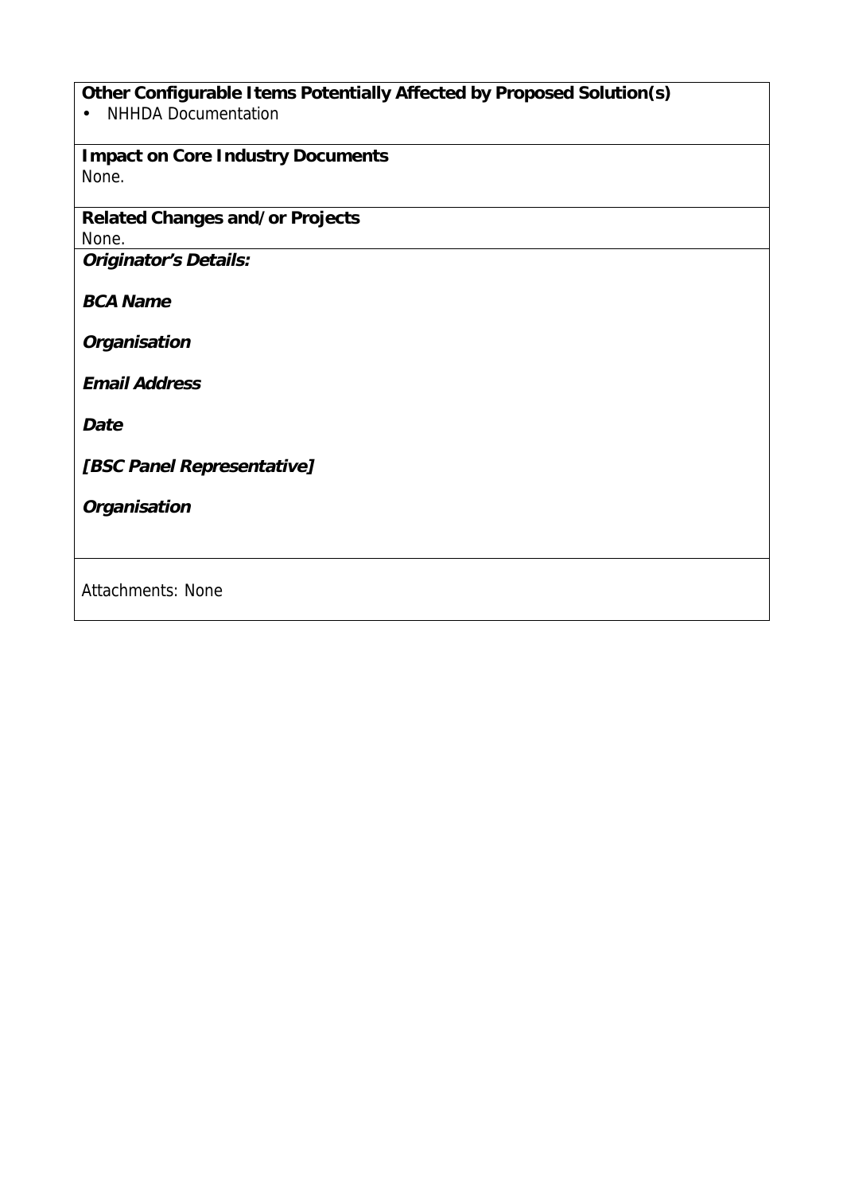**Other Configurable Items Potentially Affected by Proposed Solution(s)**

- NHHDA Documentation

**Impact on Core Industry Documents**

None.

**Related Changes and/or Projects**

None.

***Originator's Details:***

***BCA Name***

***Organisation***

***Email Address***

***Date***

***[BSC Panel Representative]***

***Organisation***

Attachments: None